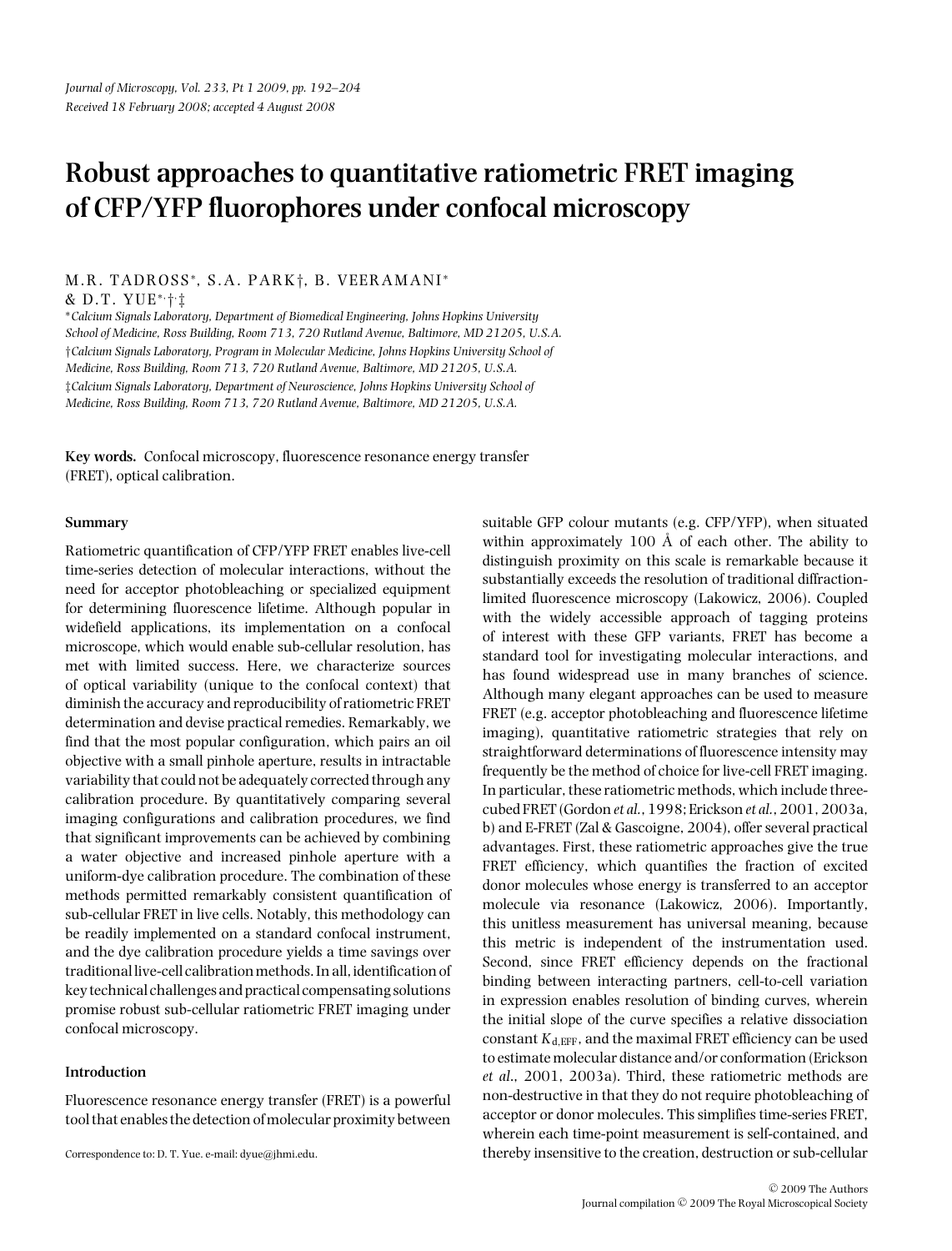*Journal of Microscopy, Vol. 233, Pt 1 2009, pp. 192–204*
*Received 18 February 2008; accepted 4 August 2008*

# Robust approaches to quantitative ratiometric FRET imaging of CFP/YFP fluorophores under confocal microscopy

M.R. TADROSS*, S.A. PARK†, B. VEERAMANI* & D.T. YUE*,†,‡

*Calcium Signals Laboratory, Department of Biomedical Engineering, Johns Hopkins University School of Medicine, Ross Building, Room 713, 720 Rutland Avenue, Baltimore, MD 21205, U.S.A.

†Calcium Signals Laboratory, Program in Molecular Medicine, Johns Hopkins University School of Medicine, Ross Building, Room 713, 720 Rutland Avenue, Baltimore, MD 21205, U.S.A.

‡Calcium Signals Laboratory, Department of Neuroscience, Johns Hopkins University School of Medicine, Ross Building, Room 713, 720 Rutland Avenue, Baltimore, MD 21205, U.S.A.

**Key words.** Confocal microscopy, fluorescence resonance energy transfer (FRET), optical calibration.

### Summary

Ratiometric quantification of CFP/YFP FRET enables live-cell time-series detection of molecular interactions, without the need for acceptor photobleaching or specialized equipment for determining fluorescence lifetime. Although popular in widefield applications, its implementation on a confocal microscope, which would enable sub-cellular resolution, has met with limited success. Here, we characterize sources of optical variability (unique to the confocal context) that diminish the accuracy and reproducibility of ratiometric FRET determination and devise practical remedies. Remarkably, we find that the most popular configuration, which pairs an oil objective with a small pinhole aperture, results in intractable variability that could not be adequately corrected through any calibration procedure. By quantitatively comparing several imaging configurations and calibration procedures, we find that significant improvements can be achieved by combining a water objective and increased pinhole aperture with a uniform-dye calibration procedure. The combination of these methods permitted remarkably consistent quantification of sub-cellular FRET in live cells. Notably, this methodology can be readily implemented on a standard confocal instrument, and the dye calibration procedure yields a time savings over traditional live-cell calibration methods. In all, identification of key technical challenges and practical compensating solutions promise robust sub-cellular ratiometric FRET imaging under confocal microscopy.

### Introduction

Fluorescence resonance energy transfer (FRET) is a powerful tool that enables the detection of molecular proximity between suitable GFP colour mutants (e.g. CFP/YFP), when situated within approximately 100 Å of each other. The ability to distinguish proximity on this scale is remarkable because it substantially exceeds the resolution of traditional diffraction-limited fluorescence microscopy (Lakowicz, 2006). Coupled with the widely accessible approach of tagging proteins of interest with these GFP variants, FRET has become a standard tool for investigating molecular interactions, and has found widespread use in many branches of science. Although many elegant approaches can be used to measure FRET (e.g. acceptor photobleaching and fluorescence lifetime imaging), quantitative ratiometric strategies that rely on straightforward determinations of fluorescence intensity may frequently be the method of choice for live-cell FRET imaging. In particular, these ratiometric methods, which include three-cubed FRET (Gordon *et al.*, 1998; Erickson *et al.*, 2001, 2003a, b) and E-FRET (Zal & Gascoigne, 2004), offer several practical advantages. First, these ratiometric approaches give the true FRET efficiency, which quantifies the fraction of excited donor molecules whose energy is transferred to an acceptor molecule via resonance (Lakowicz, 2006). Importantly, this unitless measurement has universal meaning, because this metric is independent of the instrumentation used. Second, since FRET efficiency depends on the fractional binding between interacting partners, cell-to-cell variation in expression enables resolution of binding curves, wherein the initial slope of the curve specifies a relative dissociation constant $K_{d,EFF}$, and the maximal FRET efficiency can be used to estimate molecular distance and/or conformation (Erickson *et al.*, 2001, 2003a). Third, these ratiometric methods are non-destructive in that they do not require photobleaching of acceptor or donor molecules. This simplifies time-series FRET, wherein each time-point measurement is self-contained, and thereby insensitive to the creation, destruction or sub-cellular

Correspondence to: D. T. Yue. e-mail: dyue@jhmi.edu.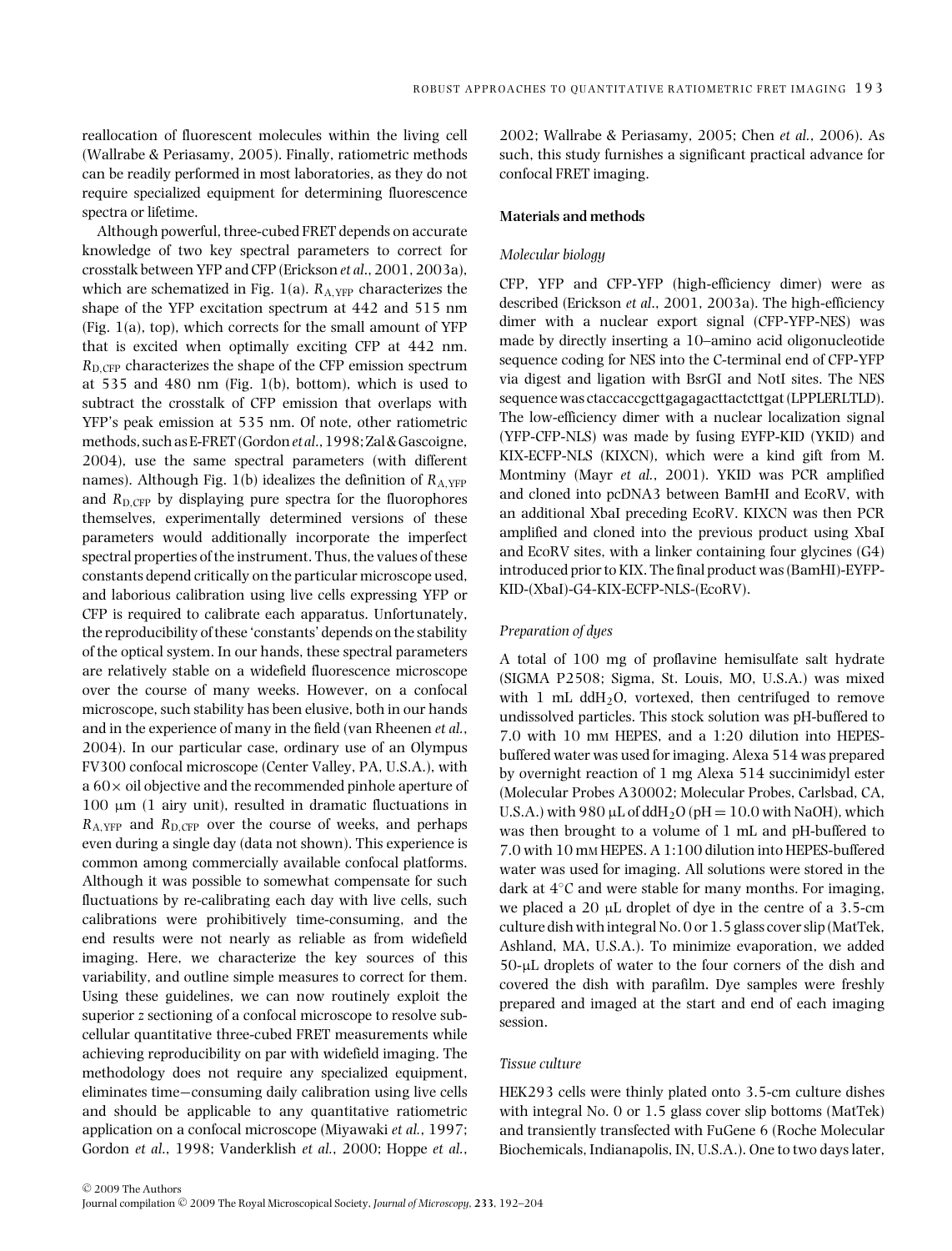reallocation of fluorescent molecules within the living cell (Wallrabe & Periasamy, 2005). Finally, ratiometric methods can be readily performed in most laboratories, as they do not require specialized equipment for determining fluorescence spectra or lifetime.

Although powerful, three-cubed FRET depends on accurate knowledge of two key spectral parameters to correct for crosstalk between YFP and CFP (Erickson *et al.*, 2001, 2003a), which are schematized in Fig. 1(a). $R_{A,YFP}$ characterizes the shape of the YFP excitation spectrum at 442 and 515 nm (Fig. 1(a), top), which corrects for the small amount of YFP that is excited when optimally exciting CFP at 442 nm. $R_{D,CFP}$ characterizes the shape of the CFP emission spectrum at 535 and 480 nm (Fig. 1(b), bottom), which is used to subtract the crosstalk of CFP emission that overlaps with YFP's peak emission at 535 nm. Of note, other ratiometric methods, such as E-FRET (Gordon *et al.*, 1998; Zal & Gascoigne, 2004), use the same spectral parameters (with different names). Although Fig. 1(b) idealizes the definition of $R_{A,YFP}$ and $R_{D,CFP}$ by displaying pure spectra for the fluorophores themselves, experimentally determined versions of these parameters would additionally incorporate the imperfect spectral properties of the instrument. Thus, the values of these constants depend critically on the particular microscope used, and laborious calibration using live cells expressing YFP or CFP is required to calibrate each apparatus. Unfortunately, the reproducibility of these 'constants' depends on the stability of the optical system. In our hands, these spectral parameters are relatively stable on a widefield fluorescence microscope over the course of many weeks. However, on a confocal microscope, such stability has been elusive, both in our hands and in the experience of many in the field (van Rheenen *et al.*, 2004). In our particular case, ordinary use of an Olympus FV300 confocal microscope (Center Valley, PA, U.S.A.), with a 60× oil objective and the recommended pinhole aperture of 100 μm (1 airy unit), resulted in dramatic fluctuations in $R_{A,YFP}$ and $R_{D,CFP}$ over the course of weeks, and perhaps even during a single day (data not shown). This experience is common among commercially available confocal platforms. Although it was possible to somewhat compensate for such fluctuations by re-calibrating each day with live cells, such calibrations were prohibitively time-consuming, and the end results were not nearly as reliable as from widefield imaging. Here, we characterize the key sources of this variability, and outline simple measures to correct for them. Using these guidelines, we can now routinely exploit the superior z sectioning of a confocal microscope to resolve sub-cellular quantitative three-cubed FRET measurements while achieving reproducibility on par with widefield imaging. The methodology does not require any specialized equipment, eliminates time–consuming daily calibration using live cells and should be applicable to any quantitative ratiometric application on a confocal microscope (Miyawaki *et al.*, 1997; Gordon *et al.*, 1998; Vanderklish *et al.*, 2000; Hoppe *et al.*, 2002; Wallrabe & Periasamy, 2005; Chen *et al.*, 2006). As such, this study furnishes a significant practical advance for confocal FRET imaging.

## Materials and methods

### *Molecular biology*

CFP, YFP and CFP-YFP (high-efficiency dimer) were as described (Erickson *et al.*, 2001, 2003a). The high-efficiency dimer with a nuclear export signal (CFP-YFP-NES) was made by directly inserting a 10–amino acid oligonucleotide sequence coding for NES into the C-terminal end of CFP-YFP via digest and ligation with BsrGI and NotI sites. The NES sequence was ctaccaccgcttgagagacttactcttgat (LPPLERLTLD). The low-efficiency dimer with a nuclear localization signal (YFP-CFP-NLS) was made by fusing EYFP-KID (YKID) and KIX-ECFP-NLS (KIXCN), which were a kind gift from M. Montminy (Mayr *et al.*, 2001). YKID was PCR amplified and cloned into pcDNA3 between BamHI and EcoRV, with an additional XbaI preceding EcoRV. KIXCN was then PCR amplified and cloned into the previous product using XbaI and EcoRV sites, with a linker containing four glycines (G4) introduced prior to KIX. The final product was (BamHI)-EYFP-KID-(XbaI)-G4-KIX-ECFP-NLS-(EcoRV).

### *Preparation of dyes*

A total of 100 mg of proflavine hemisulfate salt hydrate (SIGMA P2508; Sigma, St. Louis, MO, U.S.A.) was mixed with 1 mL $ddH_2O$, vortexed, then centrifuged to remove undissolved particles. This stock solution was pH-buffered to 7.0 with 10 mM HEPES, and a 1:20 dilution into HEPES-buffered water was used for imaging. Alexa 514 was prepared by overnight reaction of 1 mg Alexa 514 succinimidyl ester (Molecular Probes A30002; Molecular Probes, Carlsbad, CA, U.S.A.) with 980 μL of $ddH_2O$ (pH = 10.0 with NaOH), which was then brought to a volume of 1 mL and pH-buffered to 7.0 with 10 mM HEPES. A 1:100 dilution into HEPES-buffered water was used for imaging. All solutions were stored in the dark at 4°C and were stable for many months. For imaging, we placed a 20 μL droplet of dye in the centre of a 3.5-cm culture dish with integral No. 0 or 1.5 glass cover slip (MatTek, Ashland, MA, U.S.A.). To minimize evaporation, we added 50-μL droplets of water to the four corners of the dish and covered the dish with parafilm. Dye samples were freshly prepared and imaged at the start and end of each imaging session.

### *Tissue culture*

HEK293 cells were thinly plated onto 3.5-cm culture dishes with integral No. 0 or 1.5 glass cover slip bottoms (MatTek) and transiently transfected with FuGene 6 (Roche Molecular Biochemicals, Indianapolis, IN, U.S.A.). One to two days later,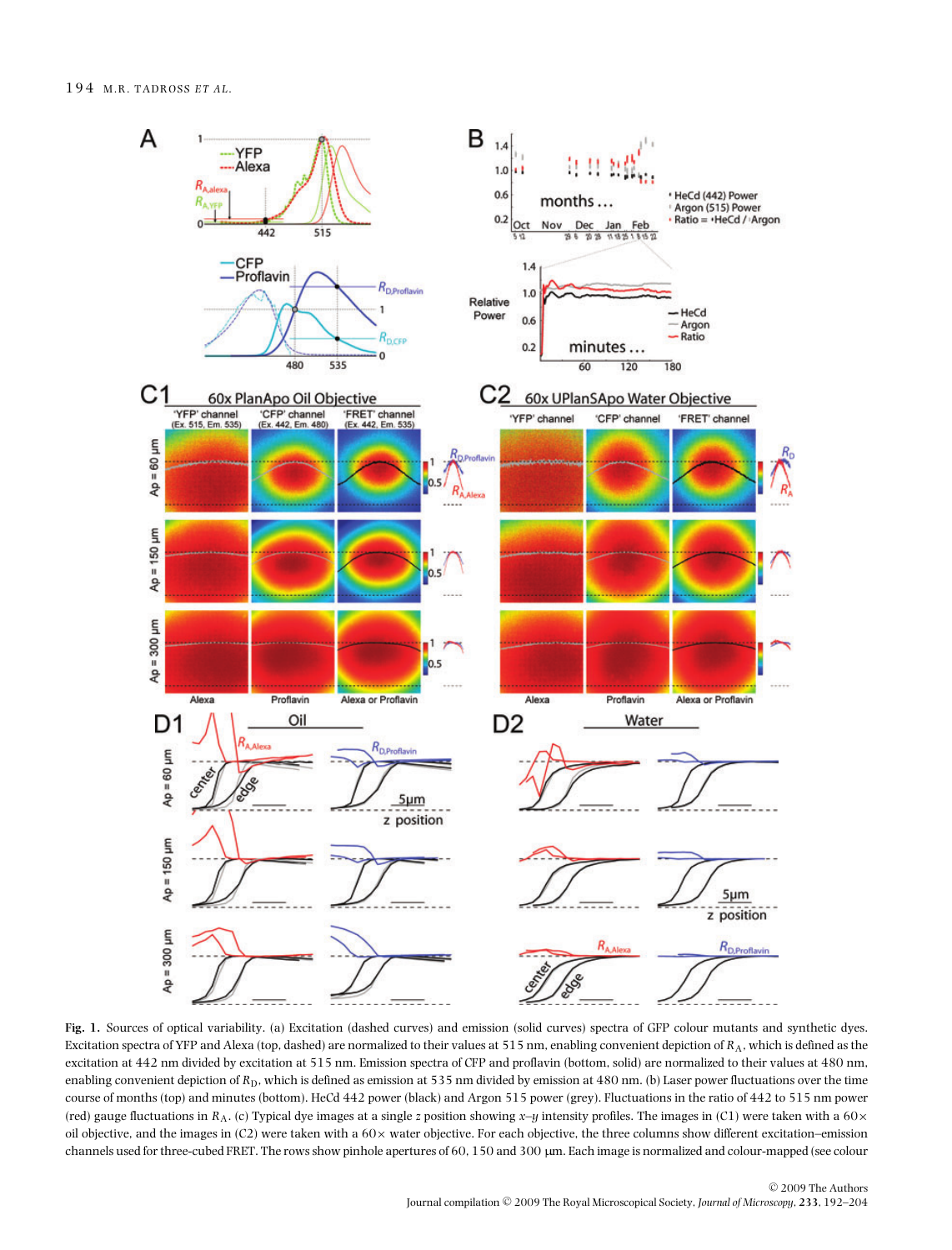**Fig. 1.** Sources of optical variability. (a) Excitation (dashed curves) and emission (solid curves) spectra of GFP colour mutants and synthetic dyes. Excitation spectra of YFP and Alexa (top, dashed) are normalized to their values at 515 nm, enabling convenient depiction of $R_A$, which is defined as the excitation at 442 nm divided by excitation at 515 nm. Emission spectra of CFP and proflavin (bottom, solid) are normalized to their values at 480 nm, enabling convenient depiction of $R_D$, which is defined as emission at 535 nm divided by emission at 480 nm. (b) Laser power fluctuations over the time course of months (top) and minutes (bottom). HeCd 442 power (black) and Argon 515 power (grey). Fluctuations in the ratio of 442 to 515 nm power (red) gauge fluctuations in $R_A$. (c) Typical dye images at a single $z$ position showing $x$–$y$ intensity profiles. The images in (C1) were taken with a 60× oil objective, and the images in (C2) were taken with a 60× water objective. For each objective, the three columns show different excitation–emission channels used for three-cubed FRET. The rows show pinhole apertures of 60, 150 and 300 μm. Each image is normalized and colour-mapped (see colour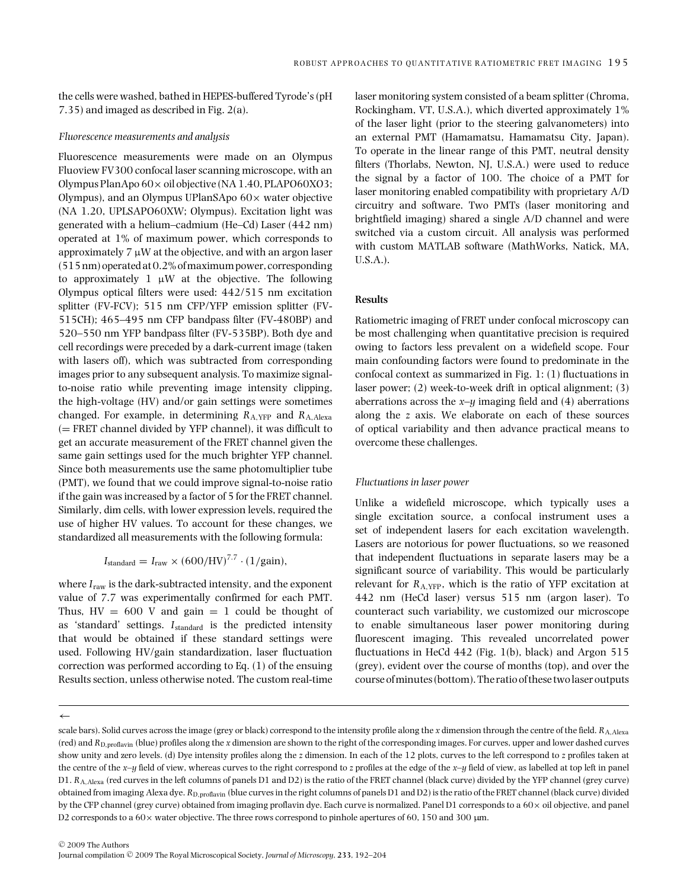the cells were washed, bathed in HEPES-buffered Tyrode's (pH 7.35) and imaged as described in Fig. 2(a).

### *Fluorescence measurements and analysis*

Fluorescence measurements were made on an Olympus Fluoview FV300 confocal laser scanning microscope, with an Olympus PlanApo 60× oil objective (NA 1.40, PLAPO60XO3; Olympus), and an Olympus UPlanSApo 60× water objective (NA 1.20, UPLSAPO60XW; Olympus). Excitation light was generated with a helium–cadmium (He–Cd) Laser (442 nm) operated at 1% of maximum power, which corresponds to approximately 7 μW at the objective, and with an argon laser (515 nm) operated at 0.2% of maximum power, corresponding to approximately 1 μW at the objective. The following Olympus optical filters were used: 442/515 nm excitation splitter (FV-FCV); 515 nm CFP/YFP emission splitter (FV-515CH); 465–495 nm CFP bandpass filter (FV-480BP) and 520–550 nm YFP bandpass filter (FV-535BP). Both dye and cell recordings were preceded by a dark-current image (taken with lasers off), which was subtracted from corresponding images prior to any subsequent analysis. To maximize signal-to-noise ratio while preventing image intensity clipping, the high-voltage (HV) and/or gain settings were sometimes changed. For example, in determining $R_{A,YFP}$ and $R_{A,Alexa}$ (= FRET channel divided by YFP channel), it was difficult to get an accurate measurement of the FRET channel given the same gain settings used for the much brighter YFP channel. Since both measurements use the same photomultiplier tube (PMT), we found that we could improve signal-to-noise ratio if the gain was increased by a factor of 5 for the FRET channel. Similarly, dim cells, with lower expression levels, required the use of higher HV values. To account for these changes, we standardized all measurements with the following formula:

$$I_{standard} = I_{raw} \times (600/HV)^{7.7} \cdot (1/\text{gain}),$$

where $I_{raw}$ is the dark-subtracted intensity, and the exponent value of 7.7 was experimentally confirmed for each PMT. Thus, HV = 600 V and gain = 1 could be thought of as 'standard' settings. $I_{standard}$ is the predicted intensity that would be obtained if these standard settings were used. Following HV/gain standardization, laser fluctuation correction was performed according to Eq. (1) of the ensuing Results section, unless otherwise noted. The custom real-time laser monitoring system consisted of a beam splitter (Chroma, Rockingham, VT, U.S.A.), which diverted approximately 1% of the laser light (prior to the steering galvanometers) into an external PMT (Hamamatsu, Hamamatsu City, Japan). To operate in the linear range of this PMT, neutral density filters (Thorlabs, Newton, NJ, U.S.A.) were used to reduce the signal by a factor of 100. The choice of a PMT for laser monitoring enabled compatibility with proprietary A/D circuitry and software. Two PMTs (laser monitoring and brightfield imaging) shared a single A/D channel and were switched via a custom circuit. All analysis was performed with custom MATLAB software (MathWorks, Natick, MA, U.S.A.).

## Results

Ratiometric imaging of FRET under confocal microscopy can be most challenging when quantitative precision is required owing to factors less prevalent on a widefield scope. Four main confounding factors were found to predominate in the confocal context as summarized in Fig. 1: (1) fluctuations in laser power; (2) week-to-week drift in optical alignment; (3) aberrations across the *x*–*y* imaging field and (4) aberrations along the *z* axis. We elaborate on each of these sources of optical variability and then advance practical means to overcome these challenges.

### *Fluctuations in laser power*

Unlike a widefield microscope, which typically uses a single excitation source, a confocal instrument uses a set of independent lasers for each excitation wavelength. Lasers are notorious for power fluctuations, so we reasoned that independent fluctuations in separate lasers may be a significant source of variability. This would be particularly relevant for $R_{A,YFP}$, which is the ratio of YFP excitation at 442 nm (HeCd laser) versus 515 nm (argon laser). To counteract such variability, we customized our microscope to enable simultaneous laser power monitoring during fluorescent imaging. This revealed uncorrelated power fluctuations in HeCd 442 (Fig. 1(b), black) and Argon 515 (grey), evident over the course of months (top), and over the course of minutes (bottom). The ratio of these two laser outputs

←

scale bars). Solid curves across the image (grey or black) correspond to the intensity profile along the *x* dimension through the centre of the field. $R_{A,Alexa}$ (red) and $R_{D,proflavin}$ (blue) profiles along the *x* dimension are shown to the right of the corresponding images. For curves, upper and lower dashed curves show unity and zero levels. (d) Dye intensity profiles along the *z* dimension. In each of the 12 plots, curves to the left correspond to *z* profiles taken at the centre of the *x*–*y* field of view, whereas curves to the right correspond to *z* profiles at the edge of the *x*–*y* field of view, as labelled at top left in panel D1. $R_{A,Alexa}$ (red curves in the left columns of panels D1 and D2) is the ratio of the FRET channel (black curve) divided by the YFP channel (grey curve) obtained from imaging Alexa dye. $R_{D,proflavin}$ (blue curves in the right columns of panels D1 and D2) is the ratio of the FRET channel (black curve) divided by the CFP channel (grey curve) obtained from imaging proflavin dye. Each curve is normalized. Panel D1 corresponds to a 60× oil objective, and panel D2 corresponds to a 60× water objective. The three rows correspond to pinhole apertures of 60, 150 and 300 μm.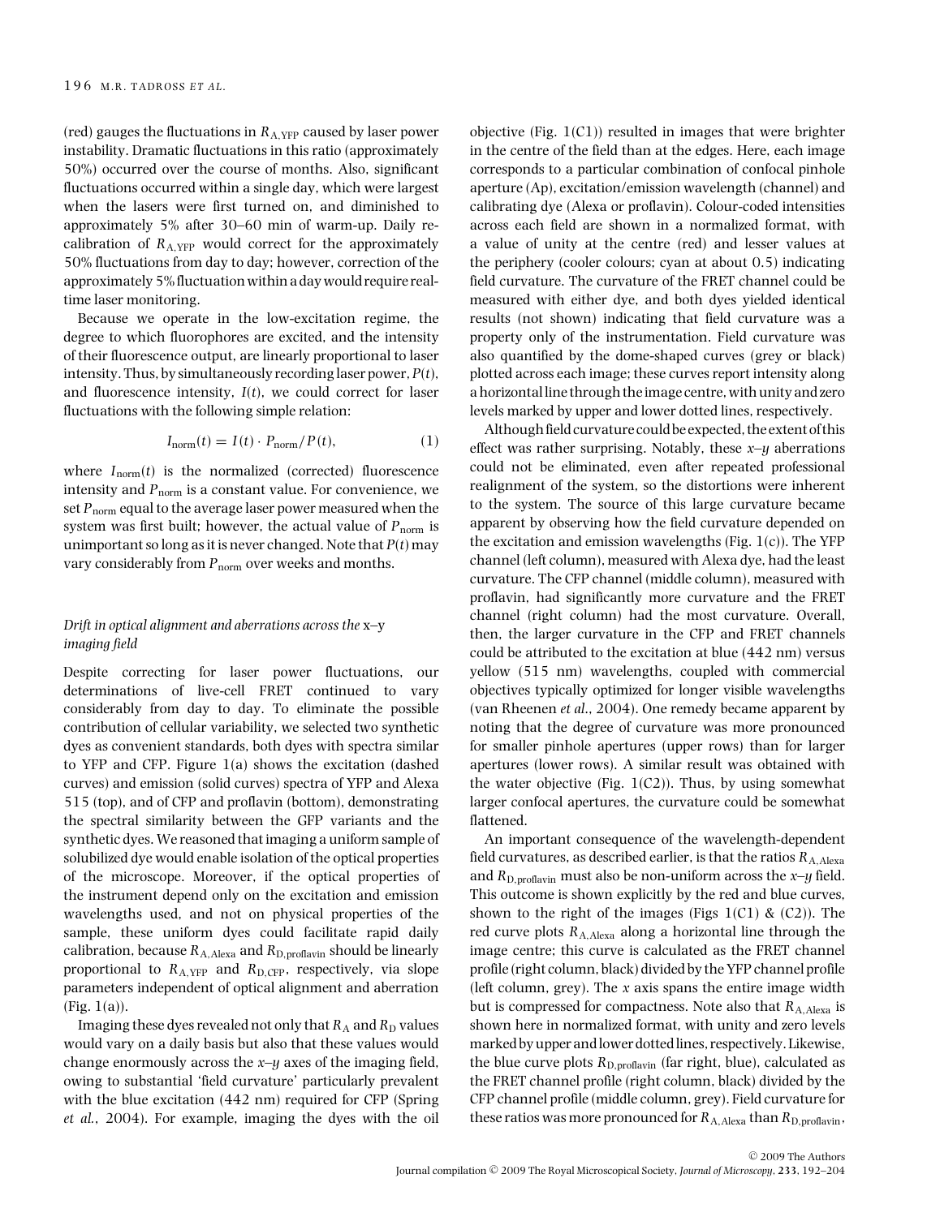(red) gauges the fluctuations in $R_{A,YFP}$ caused by laser power instability. Dramatic fluctuations in this ratio (approximately 50%) occurred over the course of months. Also, significant fluctuations occurred within a single day, which were largest when the lasers were first turned on, and diminished to approximately 5% after 30–60 min of warm-up. Daily re-calibration of $R_{A,YFP}$ would correct for the approximately 50% fluctuations from day to day; however, correction of the approximately 5% fluctuation within a day would require real-time laser monitoring.

Because we operate in the low-excitation regime, the degree to which fluorophores are excited, and the intensity of their fluorescence output, are linearly proportional to laser intensity. Thus, by simultaneously recording laser power, $P(t)$, and fluorescence intensity, $I(t)$, we could correct for laser fluctuations with the following simple relation:

$$I_{\text{norm}}(t) = I(t) \cdot P_{\text{norm}}/P(t), \tag{1}$$

where $I_{\text{norm}}(t)$ is the normalized (corrected) fluorescence intensity and $P_{\text{norm}}$ is a constant value. For convenience, we set $P_{\text{norm}}$ equal to the average laser power measured when the system was first built; however, the actual value of $P_{\text{norm}}$ is unimportant so long as it is never changed. Note that $P(t)$ may vary considerably from $P_{\text{norm}}$ over weeks and months.

### *Drift in optical alignment and aberrations across the* x–y *imaging field*

Despite correcting for laser power fluctuations, our determinations of live-cell FRET continued to vary considerably from day to day. To eliminate the possible contribution of cellular variability, we selected two synthetic dyes as convenient standards, both dyes with spectra similar to YFP and CFP. Figure 1(a) shows the excitation (dashed curves) and emission (solid curves) spectra of YFP and Alexa 515 (top), and of CFP and proflavin (bottom), demonstrating the spectral similarity between the GFP variants and the synthetic dyes. We reasoned that imaging a uniform sample of solubilized dye would enable isolation of the optical properties of the microscope. Moreover, if the optical properties of the instrument depend only on the excitation and emission wavelengths used, and not on physical properties of the sample, these uniform dyes could facilitate rapid daily calibration, because $R_{A,\text{Alexa}}$ and $R_{D,\text{proflavin}}$ should be linearly proportional to $R_{A,YFP}$ and $R_{D,CFP}$, respectively, via slope parameters independent of optical alignment and aberration (Fig. 1(a)).

Imaging these dyes revealed not only that $R_A$ and $R_D$ values would vary on a daily basis but also that these values would change enormously across the $x$–$y$ axes of the imaging field, owing to substantial 'field curvature' particularly prevalent with the blue excitation (442 nm) required for CFP (Spring *et al.*, 2004). For example, imaging the dyes with the oil objective (Fig. 1(C1)) resulted in images that were brighter in the centre of the field than at the edges. Here, each image corresponds to a particular combination of confocal pinhole aperture (Ap), excitation/emission wavelength (channel) and calibrating dye (Alexa or proflavin). Colour-coded intensities across each field are shown in a normalized format, with a value of unity at the centre (red) and lesser values at the periphery (cooler colours; cyan at about 0.5) indicating field curvature. The curvature of the FRET channel could be measured with either dye, and both dyes yielded identical results (not shown) indicating that field curvature was a property only of the instrumentation. Field curvature was also quantified by the dome-shaped curves (grey or black) plotted across each image; these curves report intensity along a horizontal line through the image centre, with unity and zero levels marked by upper and lower dotted lines, respectively.

Although field curvature could be expected, the extent of this effect was rather surprising. Notably, these $x$–$y$ aberrations could not be eliminated, even after repeated professional realignment of the system, so the distortions were inherent to the system. The source of this large curvature became apparent by observing how the field curvature depended on the excitation and emission wavelengths (Fig. 1(c)). The YFP channel (left column), measured with Alexa dye, had the least curvature. The CFP channel (middle column), measured with proflavin, had significantly more curvature and the FRET channel (right column) had the most curvature. Overall, then, the larger curvature in the CFP and FRET channels could be attributed to the excitation at blue (442 nm) versus yellow (515 nm) wavelengths, coupled with commercial objectives typically optimized for longer visible wavelengths (van Rheenen *et al.*, 2004). One remedy became apparent by noting that the degree of curvature was more pronounced for smaller pinhole apertures (upper rows) than for larger apertures (lower rows). A similar result was obtained with the water objective (Fig. 1(C2)). Thus, by using somewhat larger confocal apertures, the curvature could be somewhat flattened.

An important consequence of the wavelength-dependent field curvatures, as described earlier, is that the ratios $R_{A,\text{Alexa}}$ and $R_{D,\text{proflavin}}$ must also be non-uniform across the $x$–$y$ field. This outcome is shown explicitly by the red and blue curves, shown to the right of the images (Figs 1(C1) & (C2)). The red curve plots $R_{A,\text{Alexa}}$ along a horizontal line through the image centre; this curve is calculated as the FRET channel profile (right column, black) divided by the YFP channel profile (left column, grey). The $x$ axis spans the entire image width but is compressed for compactness. Note also that $R_{A,\text{Alexa}}$ is shown here in normalized format, with unity and zero levels marked by upper and lower dotted lines, respectively. Likewise, the blue curve plots $R_{D,\text{proflavin}}$ (far right, blue), calculated as the FRET channel profile (right column, black) divided by the CFP channel profile (middle column, grey). Field curvature for these ratios was more pronounced for $R_{A,\text{Alexa}}$ than $R_{D,\text{proflavin}}$,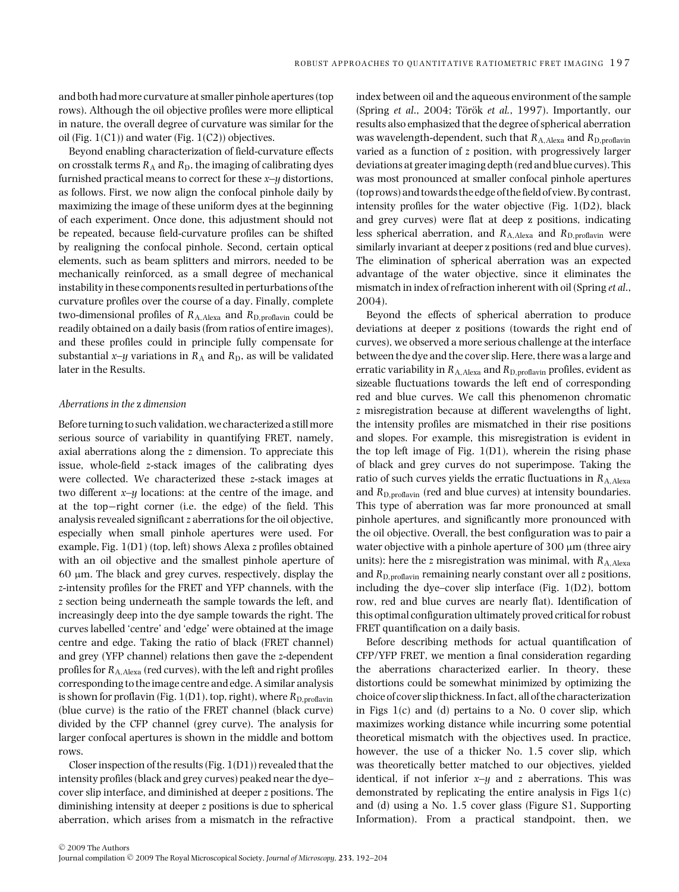and both had more curvature at smaller pinhole apertures (top rows). Although the oil objective profiles were more elliptical in nature, the overall degree of curvature was similar for the oil (Fig. 1(C1)) and water (Fig. 1(C2)) objectives.

Beyond enabling characterization of field-curvature effects on crosstalk terms $R_A$ and $R_D$, the imaging of calibrating dyes furnished practical means to correct for these *x–y* distortions, as follows. First, we now align the confocal pinhole daily by maximizing the image of these uniform dyes at the beginning of each experiment. Once done, this adjustment should not be repeated, because field-curvature profiles can be shifted by realigning the confocal pinhole. Second, certain optical elements, such as beam splitters and mirrors, needed to be mechanically reinforced, as a small degree of mechanical instability in these components resulted in perturbations of the curvature profiles over the course of a day. Finally, complete two-dimensional profiles of $R_{A,\mathrm{Alexa}}$ and $R_{D,\mathrm{proflavin}}$ could be readily obtained on a daily basis (from ratios of entire images), and these profiles could in principle fully compensate for substantial *x–y* variations in $R_A$ and $R_D$, as will be validated later in the Results.

### *Aberrations in the z dimension*

Before turning to such validation, we characterized a still more serious source of variability in quantifying FRET, namely, axial aberrations along the *z* dimension. To appreciate this issue, whole-field *z*-stack images of the calibrating dyes were collected. We characterized these *z*-stack images at two different *x–y* locations: at the centre of the image, and at the top–right corner (i.e. the edge) of the field. This analysis revealed significant *z* aberrations for the oil objective, especially when small pinhole apertures were used. For example, Fig. 1(D1) (top, left) shows Alexa *z* profiles obtained with an oil objective and the smallest pinhole aperture of 60 μm. The black and grey curves, respectively, display the *z*-intensity profiles for the FRET and YFP channels, with the *z* section being underneath the sample towards the left, and increasingly deep into the dye sample towards the right. The curves labelled 'centre' and 'edge' were obtained at the image centre and edge. Taking the ratio of black (FRET channel) and grey (YFP channel) relations then gave the *z*-dependent profiles for $R_{A,\mathrm{Alexa}}$ (red curves), with the left and right profiles corresponding to the image centre and edge. A similar analysis is shown for proflavin (Fig. 1(D1), top, right), where $R_{D,\mathrm{proflavin}}$ (blue curve) is the ratio of the FRET channel (black curve) divided by the CFP channel (grey curve). The analysis for larger confocal apertures is shown in the middle and bottom rows.

Closer inspection of the results (Fig. 1(D1)) revealed that the intensity profiles (black and grey curves) peaked near the dye–cover slip interface, and diminished at deeper *z* positions. The diminishing intensity at deeper *z* positions is due to spherical aberration, which arises from a mismatch in the refractive index between oil and the aqueous environment of the sample (Spring *et al.*, 2004; Török *et al.*, 1997). Importantly, our results also emphasized that the degree of spherical aberration was wavelength-dependent, such that $R_{A,\mathrm{Alexa}}$ and $R_{D,\mathrm{proflavin}}$ varied as a function of *z* position, with progressively larger deviations at greater imaging depth (red and blue curves). This was most pronounced at smaller confocal pinhole apertures (top rows) and towards the edge of the field of view. By contrast, intensity profiles for the water objective (Fig. 1(D2), black and grey curves) were flat at deep z positions, indicating less spherical aberration, and $R_{A,\mathrm{Alexa}}$ and $R_{D,\mathrm{proflavin}}$ were similarly invariant at deeper z positions (red and blue curves). The elimination of spherical aberration was an expected advantage of the water objective, since it eliminates the mismatch in index of refraction inherent with oil (Spring *et al.*, 2004).

Beyond the effects of spherical aberration to produce deviations at deeper z positions (towards the right end of curves), we observed a more serious challenge at the interface between the dye and the cover slip. Here, there was a large and erratic variability in $R_{A,\mathrm{Alexa}}$ and $R_{D,\mathrm{proflavin}}$ profiles, evident as sizeable fluctuations towards the left end of corresponding red and blue curves. We call this phenomenon chromatic *z* misregistration because at different wavelengths of light, the intensity profiles are mismatched in their rise positions and slopes. For example, this misregistration is evident in the top left image of Fig. 1(D1), wherein the rising phase of black and grey curves do not superimpose. Taking the ratio of such curves yields the erratic fluctuations in $R_{A,\mathrm{Alexa}}$ and $R_{D,\mathrm{proflavin}}$ (red and blue curves) at intensity boundaries. This type of aberration was far more pronounced at small pinhole apertures, and significantly more pronounced with the oil objective. Overall, the best configuration was to pair a water objective with a pinhole aperture of 300 μm (three airy units): here the *z* misregistration was minimal, with $R_{A,\mathrm{Alexa}}$ and $R_{D,\mathrm{proflavin}}$ remaining nearly constant over all *z* positions, including the dye–cover slip interface (Fig. 1(D2), bottom row, red and blue curves are nearly flat). Identification of this optimal configuration ultimately proved critical for robust FRET quantification on a daily basis.

Before describing methods for actual quantification of CFP/YFP FRET, we mention a final consideration regarding the aberrations characterized earlier. In theory, these distortions could be somewhat minimized by optimizing the choice of cover slip thickness. In fact, all of the characterization in Figs 1(c) and (d) pertains to a No. 0 cover slip, which maximizes working distance while incurring some potential theoretical mismatch with the objectives used. In practice, however, the use of a thicker No. 1.5 cover slip, which was theoretically better matched to our objectives, yielded identical, if not inferior *x–y* and *z* aberrations. This was demonstrated by replicating the entire analysis in Figs 1(c) and (d) using a No. 1.5 cover glass (Figure S1, Supporting Information). From a practical standpoint, then, we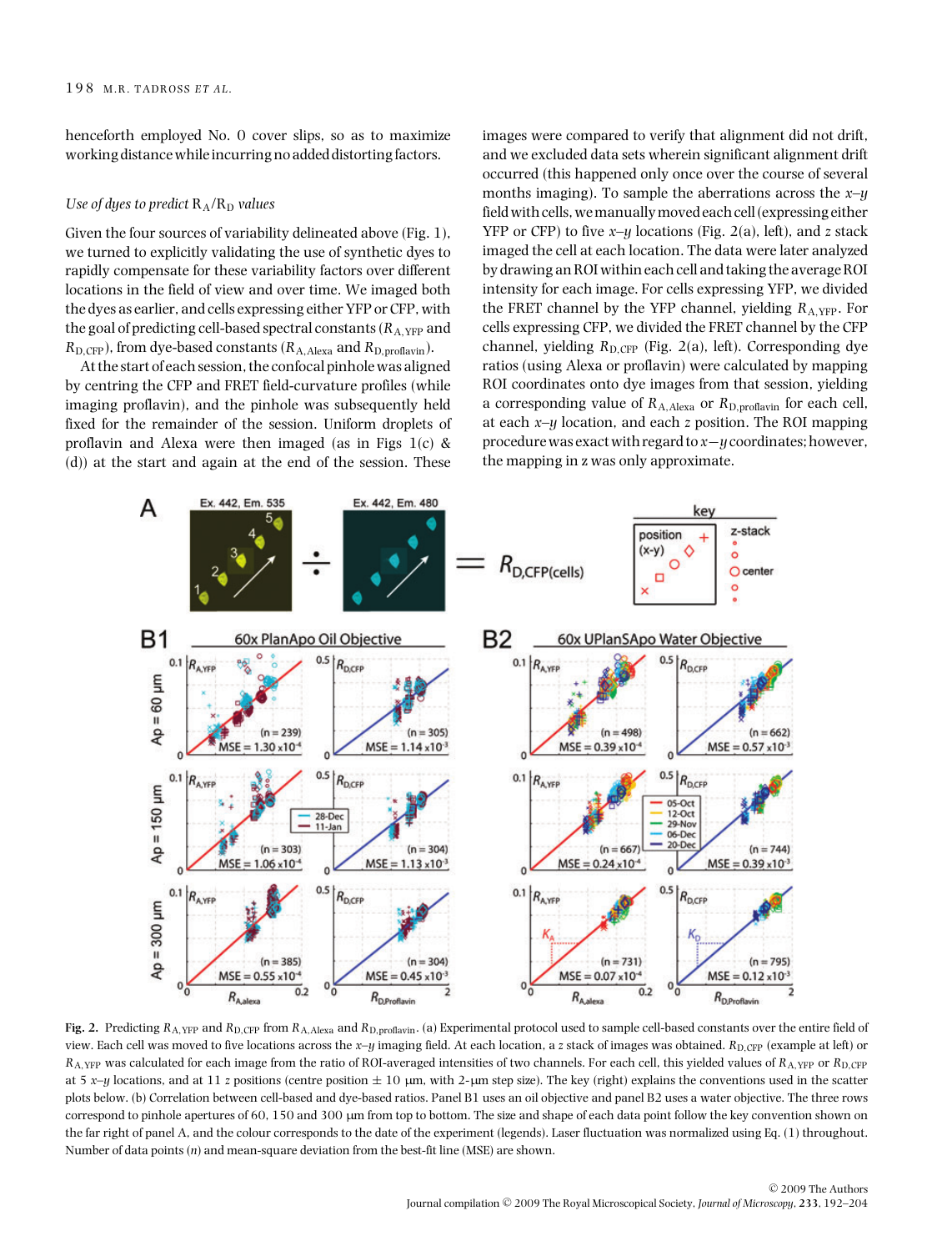henceforth employed No. 0 cover slips, so as to maximize working distance while incurring no added distorting factors.

### *Use of dyes to predict* $R_A/R_D$ *values*

Given the four sources of variability delineated above (Fig. 1), we turned to explicitly validating the use of synthetic dyes to rapidly compensate for these variability factors over different locations in the field of view and over time. We imaged both the dyes as earlier, and cells expressing either YFP or CFP, with the goal of predicting cell-based spectral constants ($R_{A,YFP}$ and $R_{D,CFP}$), from dye-based constants ($R_{A,Alexa}$ and $R_{D,proflavin}$).

At the start of each session, the confocal pinhole was aligned by centring the CFP and FRET field-curvature profiles (while imaging proflavin), and the pinhole was subsequently held fixed for the remainder of the session. Uniform droplets of proflavin and Alexa were then imaged (as in Figs 1(c) & (d)) at the start and again at the end of the session. These images were compared to verify that alignment did not drift, and we excluded data sets wherein significant alignment drift occurred (this happened only once over the course of several months imaging). To sample the aberrations across the $x$–$y$ field with cells, we manually moved each cell (expressing either YFP or CFP) to five $x$–$y$ locations (Fig. 2(a), left), and $z$ stack imaged the cell at each location. The data were later analyzed by drawing an ROI within each cell and taking the average ROI intensity for each image. For cells expressing YFP, we divided the FRET channel by the YFP channel, yielding $R_{A,YFP}$. For cells expressing CFP, we divided the FRET channel by the CFP channel, yielding $R_{D,CFP}$ (Fig. 2(a), left). Corresponding dye ratios (using Alexa or proflavin) were calculated by mapping ROI coordinates onto dye images from that session, yielding a corresponding value of $R_{A,Alexa}$ or $R_{D,proflavin}$ for each cell, at each $x$–$y$ location, and each $z$ position. The ROI mapping procedure was exact with regard to $x$–$y$ coordinates; however, the mapping in z was only approximate.

**Fig. 2.** Predicting $R_{A,YFP}$ and $R_{D,CFP}$ from $R_{A,Alexa}$ and $R_{D,proflavin}$. (a) Experimental protocol used to sample cell-based constants over the entire field of view. Each cell was moved to five locations across the $x$–$y$ imaging field. At each location, a z stack of images was obtained. $R_{D,CFP}$ (example at left) or $R_{A,YFP}$ was calculated for each image from the ratio of ROI-averaged intensities of two channels. For each cell, this yielded values of $R_{A,YFP}$ or $R_{D,CFP}$ at 5 $x$–$y$ locations, and at 11 $z$ positions (centre position ± 10 μm, with 2-μm step size). The key (right) explains the conventions used in the scatter plots below. (b) Correlation between cell-based and dye-based ratios. Panel B1 uses an oil objective and panel B2 uses a water objective. The three rows correspond to pinhole apertures of 60, 150 and 300 μm from top to bottom. The size and shape of each data point follow the key convention shown on the far right of panel A, and the colour corresponds to the date of the experiment (legends). Laser fluctuation was normalized using Eq. (1) throughout. Number of data points ($n$) and mean-square deviation from the best-fit line (MSE) are shown.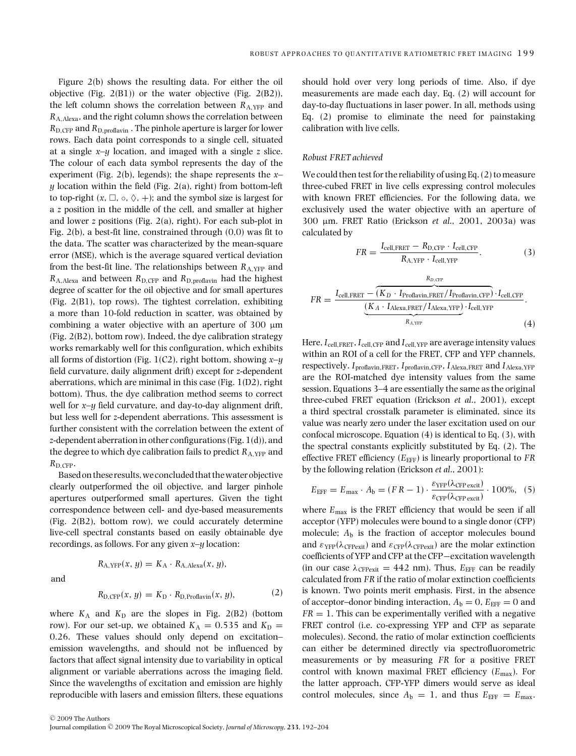Figure 2(b) shows the resulting data. For either the oil objective (Fig. 2(B1)) or the water objective (Fig. 2(B2)), the left column shows the correlation between $R_{A,YFP}$ and $R_{A,Alexa}$, and the right column shows the correlation between $R_{D,CFP}$ and $R_{D,proflavin}$. The pinhole aperture is larger for lower rows. Each data point corresponds to a single cell, situated at a single $x$–$y$ location, and imaged with a single $z$ slice. The colour of each data symbol represents the day of the experiment (Fig. 2(b), legends); the shape represents the $x$–$y$ location within the field (Fig. 2(a), right) from bottom-left to top-right ($x$, □, ○, ◊, +); and the symbol size is largest for a $z$ position in the middle of the cell, and smaller at higher and lower $z$ positions (Fig. 2(a), right). For each sub-plot in Fig. 2(b), a best-fit line, constrained through (0,0) was fit to the data. The scatter was characterized by the mean-square error (MSE), which is the average squared vertical deviation from the best-fit line. The relationships between $R_{A,YFP}$ and $R_{A,Alexa}$ and between $R_{D,CFP}$ and $R_{D,proflavin}$ had the highest degree of scatter for the oil objective and for small apertures (Fig. 2(B1), top rows). The tightest correlation, exhibiting a more than 10-fold reduction in scatter, was obtained by combining a water objective with an aperture of 300 μm (Fig. 2(B2), bottom row). Indeed, the dye calibration strategy works remarkably well for this configuration, which exhibits all forms of distortion (Fig. 1(C2), right bottom, showing $x$–$y$ field curvature, daily alignment drift) except for $z$-dependent aberrations, which are minimal in this case (Fig. 1(D2), right bottom). Thus, the dye calibration method seems to correct well for $x$–$y$ field curvature, and day-to-day alignment drift, but less well for $z$-dependent aberrations. This assessment is further consistent with the correlation between the extent of $z$-dependent aberration in other configurations (Fig. 1(d)), and the degree to which dye calibration fails to predict $R_{A,YFP}$ and $R_{D,CFP}$.

Based on these results, we concluded that the water objective clearly outperformed the oil objective, and larger pinhole apertures outperformed small apertures. Given the tight correspondence between cell- and dye-based measurements (Fig. 2(B2), bottom row), we could accurately determine live-cell spectral constants based on easily obtainable dye recordings, as follows. For any given $x$–$y$ location:

$$R_{A,YFP}(x, y) = K_A \cdot R_{A,Alexa}(x, y),$$

and

$$R_{D,CFP}(x, y) = K_D \cdot R_{D,Proflavin}(x, y), \quad (2)$$

where $K_A$ and $K_D$ are the slopes in Fig. 2(B2) (bottom row). For our set-up, we obtained $K_A = 0.535$ and $K_D = 0.26$. These values should only depend on excitation–emission wavelengths, and should not be influenced by factors that affect signal intensity due to variability in optical alignment or variable aberrations across the imaging field. Since the wavelengths of excitation and emission are highly reproducible with lasers and emission filters, these equations should hold over very long periods of time. Also, if dye measurements are made each day, Eq. (2) will account for day-to-day fluctuations in laser power. In all, methods using Eq. (2) promise to eliminate the need for painstaking calibration with live cells.

### *Robust FRET achieved*

We could then test for the reliability of using Eq. (2) to measure three-cubed FRET in live cells expressing control molecules with known FRET efficiencies. For the following data, we exclusively used the water objective with an aperture of 300 μm. FRET Ratio (Erickson *et al.*, 2001, 2003a) was calculated by

$$FR = \frac{I_{cell,FRET} - R_{D,CFP} \cdot I_{cell,CFP}}{R_{A,YFP} \cdot I_{cell,YFP}}. \quad (3)$$

$$FR = \frac{I_{cell,FRET} - \overbrace{(K_D \cdot I_{Proflavin,FRET}/I_{Proflavin,CFP})}^{R_{D,CFP}} \cdot I_{cell,CFP}}{\underbrace{(K_A \cdot I_{Alexa,FRET}/I_{Alexa,YFP})}_{R_{A,YFP}} \cdot I_{cell,YFP}}. \quad (4)$$

Here, $I_{cell,FRET}$, $I_{cell,CFP}$ and $I_{cell,YFP}$ are average intensity values within an ROI of a cell for the FRET, CFP and YFP channels, respectively. $I_{proflavin,FRET}$, $I_{proflavin,CFP}$, $I_{Alexa,FRET}$ and $I_{Alexa,YFP}$ are the ROI-matched dye intensity values from the same session. Equations 3–4 are essentially the same as the original three-cubed FRET equation (Erickson *et al.*, 2001), except a third spectral crosstalk parameter is eliminated, since its value was nearly zero under the laser excitation used on our confocal microscope. Equation (4) is identical to Eq. (3), with the spectral constants explicitly substituted by Eq. (2). The effective FRET efficiency ($E_{EFF}$) is linearly proportional to $FR$ by the following relation (Erickson *et al.*, 2001):

$$E_{EFF} = E_{max} \cdot A_b = (FR - 1) \cdot \frac{\varepsilon_{YFP}(\lambda_{CFP\,excit})}{\varepsilon_{CFP}(\lambda_{CFP\,excit})} \cdot 100\%, \quad (5)$$

where $E_{max}$ is the FRET efficiency that would be seen if all acceptor (YFP) molecules were bound to a single donor (CFP) molecule; $A_b$ is the fraction of acceptor molecules bound and $\varepsilon_{YFP}(\lambda_{CFPexit})$ and $\varepsilon_{CFP}(\lambda_{CFPexit})$ are the molar extinction coefficients of YFP and CFP at the CFP−excitation wavelength (in our case $\lambda_{CFPexit} = 442$ nm). Thus, $E_{EFF}$ can be readily calculated from $FR$ if the ratio of molar extinction coefficients is known. Two points merit emphasis. First, in the absence of acceptor–donor binding interaction, $A_b = 0$, $E_{EFF} = 0$ and $FR = 1$. This can be experimentally verified with a negative FRET control (i.e. co-expressing YFP and CFP as separate molecules). Second, the ratio of molar extinction coefficients can either be determined directly via spectrofluorometric measurements or by measuring $FR$ for a positive FRET control with known maximal FRET efficiency ($E_{max}$). For the latter approach, CFP-YFP dimers would serve as ideal control molecules, since $A_b = 1$, and thus $E_{EFF} = E_{max}$.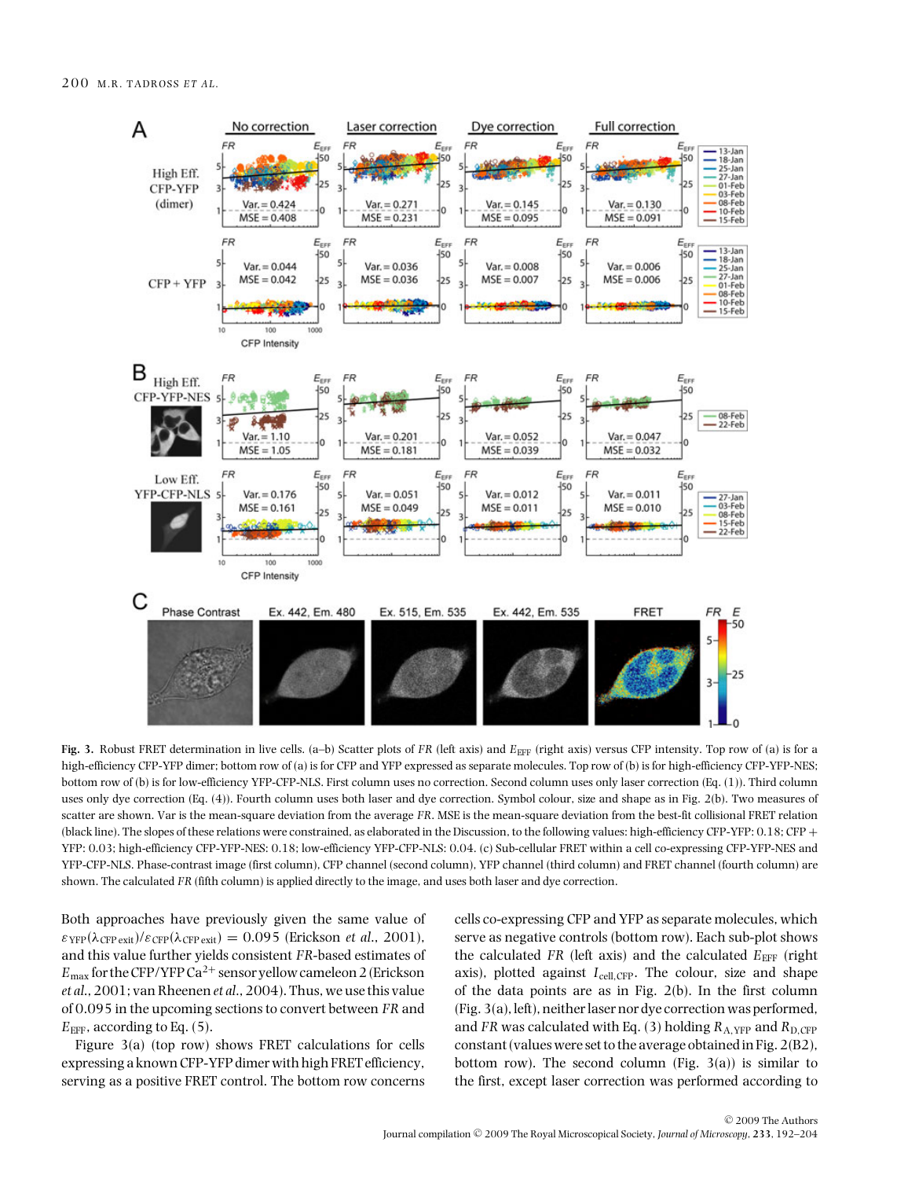Fig. 3. Robust FRET determination in live cells. (a–b) Scatter plots of $FR$ (left axis) and $E_{EFF}$ (right axis) versus CFP intensity. Top row of (a) is for a high-efficiency CFP-YFP dimer; bottom row of (a) is for CFP and YFP expressed as separate molecules. Top row of (b) is for high-efficiency CFP-YFP-NES; bottom row of (b) is for low-efficiency YFP-CFP-NLS. First column uses no correction. Second column uses only laser correction (Eq. (1)). Third column uses only dye correction (Eq. (4)). Fourth column uses both laser and dye correction. Symbol colour, size and shape as in Fig. 2(b). Two measures of scatter are shown. Var is the mean-square deviation from the average $FR$. MSE is the mean-square deviation from the best-fit collisional FRET relation (black line). The slopes of these relations were constrained, as elaborated in the Discussion, to the following values: high-efficiency CFP-YFP: 0.18; CFP + YFP: 0.03; high-efficiency CFP-YFP-NES: 0.18; low-efficiency YFP-CFP-NLS: 0.04. (c) Sub-cellular FRET within a cell co-expressing CFP-YFP-NES and YFP-CFP-NLS. Phase-contrast image (first column), CFP channel (second column), YFP channel (third column) and FRET channel (fourth column) are shown. The calculated $FR$ (fifth column) is applied directly to the image, and uses both laser and dye correction.

Both approaches have previously given the same value of $\varepsilon_{YFP}(\lambda_{CFP\,exit})/\varepsilon_{CFP}(\lambda_{CFP\,exit}) = 0.095$ (Erickson *et al.*, 2001), and this value further yields consistent $FR$-based estimates of $E_{max}$ for the CFP/YFP $Ca^{2+}$ sensor yellow cameleon 2 (Erickson *et al.*, 2001; van Rheenen *et al.*, 2004). Thus, we use this value of 0.095 in the upcoming sections to convert between $FR$ and $E_{EFF}$, according to Eq. (5).

Figure 3(a) (top row) shows FRET calculations for cells expressing a known CFP-YFP dimer with high FRET efficiency, serving as a positive FRET control. The bottom row concerns cells co-expressing CFP and YFP as separate molecules, which serve as negative controls (bottom row). Each sub-plot shows the calculated $FR$ (left axis) and the calculated $E_{EFF}$ (right axis), plotted against $I_{cell,CFP}$. The colour, size and shape of the data points are as in Fig. 2(b). In the first column (Fig. 3(a), left), neither laser nor dye correction was performed, and $FR$ was calculated with Eq. (3) holding $R_{A,YFP}$ and $R_{D,CFP}$ constant (values were set to the average obtained in Fig. 2(B2), bottom row). The second column (Fig. 3(a)) is similar to the first, except laser correction was performed according to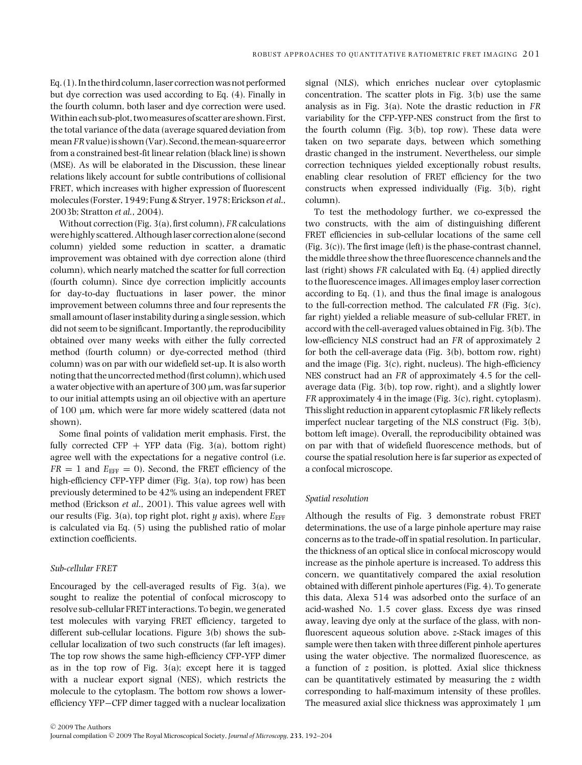Eq. (1). In the third column, laser correction was not performed but dye correction was used according to Eq. (4). Finally in the fourth column, both laser and dye correction were used. Within each sub-plot, two measures of scatter are shown. First, the total variance of the data (average squared deviation from mean *FR* value) is shown (Var). Second, the mean-square error from a constrained best-fit linear relation (black line) is shown (MSE). As will be elaborated in the Discussion, these linear relations likely account for subtle contributions of collisional FRET, which increases with higher expression of fluorescent molecules (Forster, 1949; Fung & Stryer, 1978; Erickson *et al.*, 2003b; Stratton *et al.*, 2004).

Without correction (Fig. 3(a), first column), *FR* calculations were highly scattered. Although laser correction alone (second column) yielded some reduction in scatter, a dramatic improvement was obtained with dye correction alone (third column), which nearly matched the scatter for full correction (fourth column). Since dye correction implicitly accounts for day-to-day fluctuations in laser power, the minor improvement between columns three and four represents the small amount of laser instability during a single session, which did not seem to be significant. Importantly, the reproducibility obtained over many weeks with either the fully corrected method (fourth column) or dye-corrected method (third column) was on par with our widefield set-up. It is also worth noting that the uncorrected method (first column), which used a water objective with an aperture of 300 μm, was far superior to our initial attempts using an oil objective with an aperture of 100 μm, which were far more widely scattered (data not shown).

Some final points of validation merit emphasis. First, the fully corrected CFP + YFP data (Fig. 3(a), bottom right) agree well with the expectations for a negative control (i.e. $FR = 1$ and $E_{EFF} = 0$). Second, the FRET efficiency of the high-efficiency CFP-YFP dimer (Fig. 3(a), top row) has been previously determined to be 42% using an independent FRET method (Erickson *et al.*, 2001). This value agrees well with our results (Fig. 3(a), top right plot, right *y* axis), where $E_{EFF}$ is calculated via Eq. (5) using the published ratio of molar extinction coefficients.

### *Sub-cellular FRET*

Encouraged by the cell-averaged results of Fig. 3(a), we sought to realize the potential of confocal microscopy to resolve sub-cellular FRET interactions. To begin, we generated test molecules with varying FRET efficiency, targeted to different sub-cellular locations. Figure 3(b) shows the sub-cellular localization of two such constructs (far left images). The top row shows the same high-efficiency CFP-YFP dimer as in the top row of Fig. 3(a); except here it is tagged with a nuclear export signal (NES), which restricts the molecule to the cytoplasm. The bottom row shows a lower-efficiency YFP–CFP dimer tagged with a nuclear localization signal (NLS), which enriches nuclear over cytoplasmic concentration. The scatter plots in Fig. 3(b) use the same analysis as in Fig. 3(a). Note the drastic reduction in *FR* variability for the CFP-YFP-NES construct from the first to the fourth column (Fig. 3(b), top row). These data were taken on two separate days, between which something drastic changed in the instrument. Nevertheless, our simple correction techniques yielded exceptionally robust results, enabling clear resolution of FRET efficiency for the two constructs when expressed individually (Fig. 3(b), right column).

To test the methodology further, we co-expressed the two constructs, with the aim of distinguishing different FRET efficiencies in sub-cellular locations of the same cell (Fig. 3(c)). The first image (left) is the phase-contrast channel, the middle three show the three fluorescence channels and the last (right) shows *FR* calculated with Eq. (4) applied directly to the fluorescence images. All images employ laser correction according to Eq. (1), and thus the final image is analogous to the full-correction method. The calculated *FR* (Fig. 3(c), far right) yielded a reliable measure of sub-cellular FRET, in accord with the cell-averaged values obtained in Fig. 3(b). The low-efficiency NLS construct had an *FR* of approximately 2 for both the cell-average data (Fig. 3(b), bottom row, right) and the image (Fig. 3(c), right, nucleus). The high-efficiency NES construct had an *FR* of approximately 4.5 for the cell-average data (Fig. 3(b), top row, right), and a slightly lower *FR* approximately 4 in the image (Fig. 3(c), right, cytoplasm). This slight reduction in apparent cytoplasmic *FR* likely reflects imperfect nuclear targeting of the NLS construct (Fig. 3(b), bottom left image). Overall, the reproducibility obtained was on par with that of widefield fluorescence methods, but of course the spatial resolution here is far superior as expected of a confocal microscope.

### *Spatial resolution*

Although the results of Fig. 3 demonstrate robust FRET determinations, the use of a large pinhole aperture may raise concerns as to the trade-off in spatial resolution. In particular, the thickness of an optical slice in confocal microscopy would increase as the pinhole aperture is increased. To address this concern, we quantitatively compared the axial resolution obtained with different pinhole apertures (Fig. 4). To generate this data, Alexa 514 was adsorbed onto the surface of an acid-washed No. 1.5 cover glass. Excess dye was rinsed away, leaving dye only at the surface of the glass, with non-fluorescent aqueous solution above. *z*-Stack images of this sample were then taken with three different pinhole apertures using the water objective. The normalized fluorescence, as a function of *z* position, is plotted. Axial slice thickness can be quantitatively estimated by measuring the *z* width corresponding to half-maximum intensity of these profiles. The measured axial slice thickness was approximately 1 μm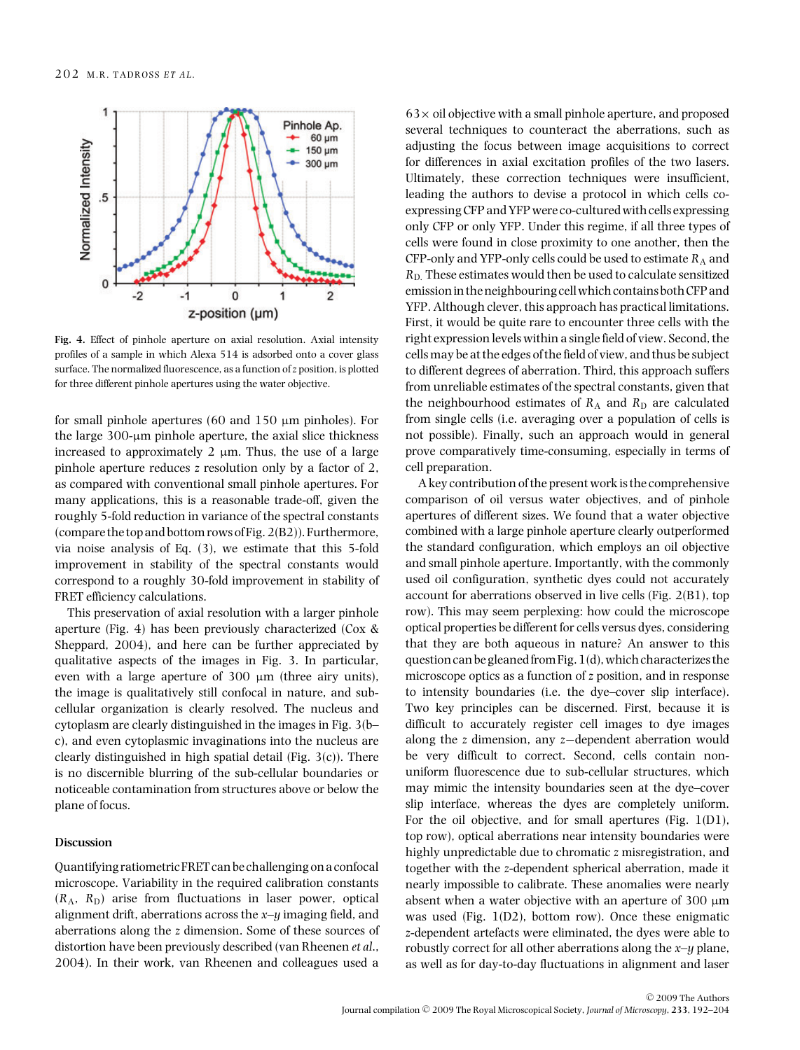Normalized Intensity

1
.5
0

Pinhole Ap.
60 µm
150 µm
300 µm

-2
-1
0
1
2

z-position (µm)

**Fig. 4.** Effect of pinhole aperture on axial resolution. Axial intensity profiles of a sample in which Alexa 514 is adsorbed onto a cover glass surface. The normalized fluorescence, as a function of *z* position, is plotted for three different pinhole apertures using the water objective.

for small pinhole apertures (60 and 150 µm pinholes). For the large 300-µm pinhole aperture, the axial slice thickness increased to approximately 2 µm. Thus, the use of a large pinhole aperture reduces *z* resolution only by a factor of 2, as compared with conventional small pinhole apertures. For many applications, this is a reasonable trade-off, given the roughly 5-fold reduction in variance of the spectral constants (compare the top and bottom rows of Fig. 2(B2)). Furthermore, via noise analysis of Eq. (3), we estimate that this 5-fold improvement in stability of the spectral constants would correspond to a roughly 30-fold improvement in stability of FRET efficiency calculations.

This preservation of axial resolution with a larger pinhole aperture (Fig. 4) has been previously characterized (Cox & Sheppard, 2004), and here can be further appreciated by qualitative aspects of the images in Fig. 3. In particular, even with a large aperture of 300 µm (three airy units), the image is qualitatively still confocal in nature, and sub-cellular organization is clearly resolved. The nucleus and cytoplasm are clearly distinguished in the images in Fig. 3(b–c), and even cytoplasmic invaginations into the nucleus are clearly distinguished in high spatial detail (Fig. 3(c)). There is no discernible blurring of the sub-cellular boundaries or noticeable contamination from structures above or below the plane of focus.

## Discussion

Quantifying ratiometric FRET can be challenging on a confocal microscope. Variability in the required calibration constants ($R_A$, $R_D$) arise from fluctuations in laser power, optical alignment drift, aberrations across the *x*–*y* imaging field, and aberrations along the *z* dimension. Some of these sources of distortion have been previously described (van Rheenen *et al.*, 2004). In their work, van Rheenen and colleagues used a 63× oil objective with a small pinhole aperture, and proposed several techniques to counteract the aberrations, such as adjusting the focus between image acquisitions to correct for differences in axial excitation profiles of the two lasers. Ultimately, these correction techniques were insufficient, leading the authors to devise a protocol in which cells co-expressing CFP and YFP were co-cultured with cells expressing only CFP or only YFP. Under this regime, if all three types of cells were found in close proximity to one another, then the CFP-only and YFP-only cells could be used to estimate $R_A$ and $R_D$. These estimates would then be used to calculate sensitized emission in the neighbouring cell which contains both CFP and YFP. Although clever, this approach has practical limitations. First, it would be quite rare to encounter three cells with the right expression levels within a single field of view. Second, the cells may be at the edges of the field of view, and thus be subject to different degrees of aberration. Third, this approach suffers from unreliable estimates of the spectral constants, given that the neighbourhood estimates of $R_A$ and $R_D$ are calculated from single cells (i.e. averaging over a population of cells is not possible). Finally, such an approach would in general prove comparatively time-consuming, especially in terms of cell preparation.

A key contribution of the present work is the comprehensive comparison of oil versus water objectives, and of pinhole apertures of different sizes. We found that a water objective combined with a large pinhole aperture clearly outperformed the standard configuration, which employs an oil objective and small pinhole aperture. Importantly, with the commonly used oil configuration, synthetic dyes could not accurately account for aberrations observed in live cells (Fig. 2(B1), top row). This may seem perplexing: how could the microscope optical properties be different for cells versus dyes, considering that they are both aqueous in nature? An answer to this question can be gleaned from Fig. 1(d), which characterizes the microscope optics as a function of *z* position, and in response to intensity boundaries (i.e. the dye–cover slip interface). Two key principles can be discerned. First, because it is difficult to accurately register cell images to dye images along the *z* dimension, any *z*−dependent aberration would be very difficult to correct. Second, cells contain non-uniform fluorescence due to sub-cellular structures, which may mimic the intensity boundaries seen at the dye–cover slip interface, whereas the dyes are completely uniform. For the oil objective, and for small apertures (Fig. 1(D1), top row), optical aberrations near intensity boundaries were highly unpredictable due to chromatic *z* misregistration, and together with the *z*-dependent spherical aberration, made it nearly impossible to calibrate. These anomalies were nearly absent when a water objective with an aperture of 300 µm was used (Fig. 1(D2), bottom row). Once these enigmatic *z*-dependent artefacts were eliminated, the dyes were able to robustly correct for all other aberrations along the *x*–*y* plane, as well as for day-to-day fluctuations in alignment and laser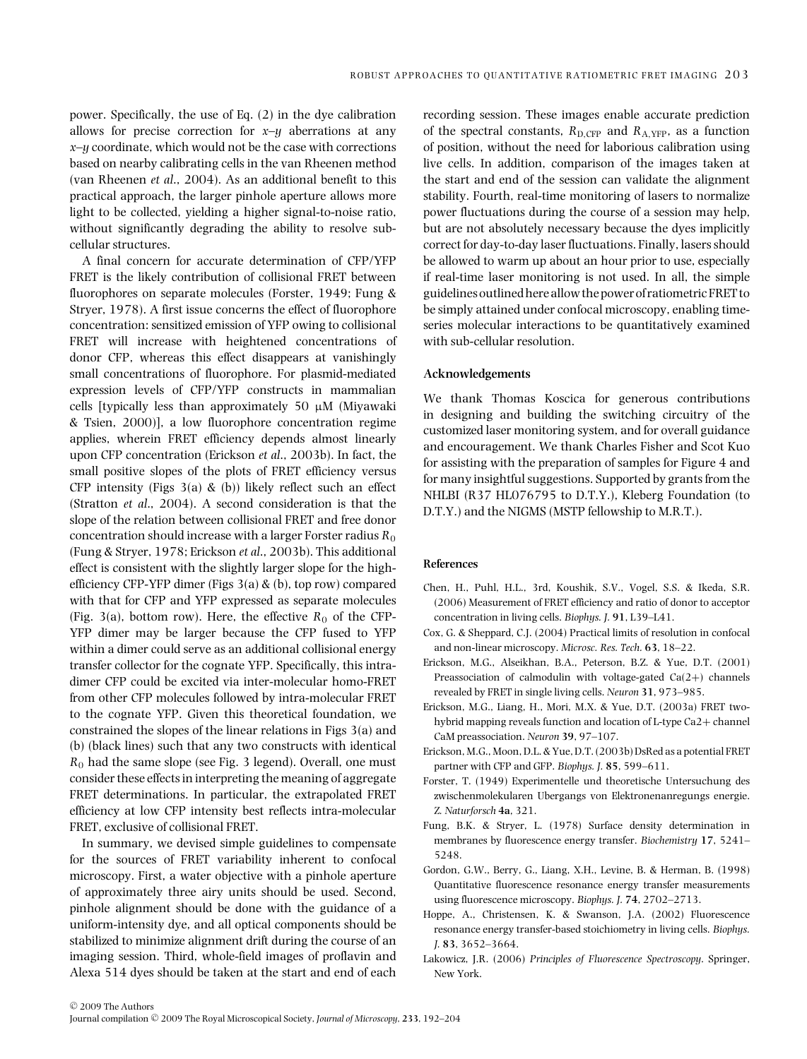power. Specifically, the use of Eq. (2) in the dye calibration allows for precise correction for $x$–$y$ aberrations at any $x$–$y$ coordinate, which would not be the case with corrections based on nearby calibrating cells in the van Rheenen method (van Rheenen *et al.*, 2004). As an additional benefit to this practical approach, the larger pinhole aperture allows more light to be collected, yielding a higher signal-to-noise ratio, without significantly degrading the ability to resolve sub-cellular structures.

A final concern for accurate determination of CFP/YFP FRET is the likely contribution of collisional FRET between fluorophores on separate molecules (Forster, 1949; Fung & Stryer, 1978). A first issue concerns the effect of fluorophore concentration: sensitized emission of YFP owing to collisional FRET will increase with heightened concentrations of donor CFP, whereas this effect disappears at vanishingly small concentrations of fluorophore. For plasmid-mediated expression levels of CFP/YFP constructs in mammalian cells [typically less than approximately 50 μM (Miyawaki & Tsien, 2000)], a low fluorophore concentration regime applies, wherein FRET efficiency depends almost linearly upon CFP concentration (Erickson *et al.*, 2003b). In fact, the small positive slopes of the plots of FRET efficiency versus CFP intensity (Figs 3(a) & (b)) likely reflect such an effect (Stratton *et al.*, 2004). A second consideration is that the slope of the relation between collisional FRET and free donor concentration should increase with a larger Forster radius $R_0$ (Fung & Stryer, 1978; Erickson *et al.*, 2003b). This additional effect is consistent with the slightly larger slope for the high-efficiency CFP-YFP dimer (Figs 3(a) & (b), top row) compared with that for CFP and YFP expressed as separate molecules (Fig. 3(a), bottom row). Here, the effective $R_0$ of the CFP-YFP dimer may be larger because the CFP fused to YFP within a dimer could serve as an additional collisional energy transfer collector for the cognate YFP. Specifically, this intra-dimer CFP could be excited via inter-molecular homo-FRET from other CFP molecules followed by intra-molecular FRET to the cognate YFP. Given this theoretical foundation, we constrained the slopes of the linear relations in Figs 3(a) and (b) (black lines) such that any two constructs with identical $R_0$ had the same slope (see Fig. 3 legend). Overall, one must consider these effects in interpreting the meaning of aggregate FRET determinations. In particular, the extrapolated FRET efficiency at low CFP intensity best reflects intra-molecular FRET, exclusive of collisional FRET.

In summary, we devised simple guidelines to compensate for the sources of FRET variability inherent to confocal microscopy. First, a water objective with a pinhole aperture of approximately three airy units should be used. Second, pinhole alignment should be done with the guidance of a uniform-intensity dye, and all optical components should be stabilized to minimize alignment drift during the course of an imaging session. Third, whole-field images of proflavin and Alexa 514 dyes should be taken at the start and end of each recording session. These images enable accurate prediction of the spectral constants, $R_{D,CFP}$ and $R_{A,YFP}$, as a function of position, without the need for laborious calibration using live cells. In addition, comparison of the images taken at the start and end of the session can validate the alignment stability. Fourth, real-time monitoring of lasers to normalize power fluctuations during the course of a session may help, but are not absolutely necessary because the dyes implicitly correct for day-to-day laser fluctuations. Finally, lasers should be allowed to warm up about an hour prior to use, especially if real-time laser monitoring is not used. In all, the simple guidelines outlined here allow the power of ratiometric FRET to be simply attained under confocal microscopy, enabling time-series molecular interactions to be quantitatively examined with sub-cellular resolution.

## Acknowledgements

We thank Thomas Koscica for generous contributions in designing and building the switching circuitry of the customized laser monitoring system, and for overall guidance and encouragement. We thank Charles Fisher and Scot Kuo for assisting with the preparation of samples for Figure 4 and for many insightful suggestions. Supported by grants from the NHLBI (R37 HL076795 to D.T.Y.), Kleberg Foundation (to D.T.Y.) and the NIGMS (MSTP fellowship to M.R.T.).

## References

Chen, H., Puhl, H.L., 3rd, Koushik, S.V., Vogel, S.S. & Ikeda, S.R. (2006) Measurement of FRET efficiency and ratio of donor to acceptor concentration in living cells. *Biophys. J.* **91**, L39–L41.

Cox, G. & Sheppard, C.J. (2004) Practical limits of resolution in confocal and non-linear microscopy. *Microsc. Res. Tech.* **63**, 18–22.

Erickson, M.G., Alseikhan, B.A., Peterson, B.Z. & Yue, D.T. (2001) Preassociation of calmodulin with voltage-gated Ca(2+) channels revealed by FRET in single living cells. *Neuron* **31**, 973–985.

Erickson, M.G., Liang, H., Mori, M.X. & Yue, D.T. (2003a) FRET two-hybrid mapping reveals function and location of L-type Ca2+ channel CaM preassociation. *Neuron* **39**, 97–107.

Erickson, M.G., Moon, D.L. & Yue, D.T. (2003b) DsRed as a potential FRET partner with CFP and GFP. *Biophys. J.* **85**, 599–611.

Forster, T. (1949) Experimentelle und theoretische Untersuchung des zwischenmolekularen Ubergangs von Elektronenanregungs energie. *Z. Naturforsch* **4a**, 321.

Fung, B.K. & Stryer, L. (1978) Surface density determination in membranes by fluorescence energy transfer. *Biochemistry* **17**, 5241–5248.

Gordon, G.W., Berry, G., Liang, X.H., Levine, B. & Herman, B. (1998) Quantitative fluorescence resonance energy transfer measurements using fluorescence microscopy. *Biophys. J.* **74**, 2702–2713.

Hoppe, A., Christensen, K. & Swanson, J.A. (2002) Fluorescence resonance energy transfer-based stoichiometry in living cells. *Biophys. J.* **83**, 3652–3664.

Lakowicz, J.R. (2006) *Principles of Fluorescence Spectroscopy*. Springer, New York.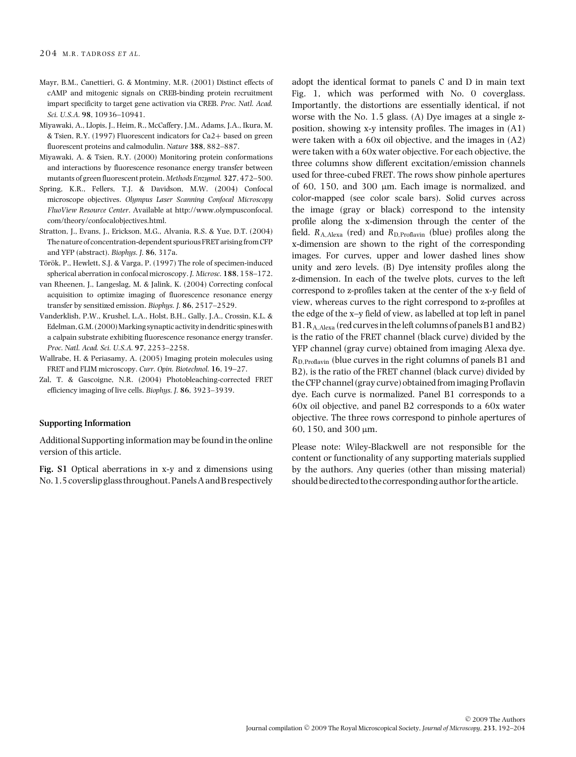Mayr, B.M., Canettieri, G. & Montminy, M.R. (2001) Distinct effects of cAMP and mitogenic signals on CREB-binding protein recruitment impart specificity to target gene activation via CREB. *Proc. Natl. Acad. Sci. U.S.A.* **98**, 10936–10941.

Miyawaki, A., Llopis, J., Heim, R., McCaffery, J.M., Adams, J.A., Ikura, M. & Tsien, R.Y. (1997) Fluorescent indicators for Ca2+ based on green fluorescent proteins and calmodulin. *Nature* **388**, 882–887.

Miyawaki, A. & Tsien, R.Y. (2000) Monitoring protein conformations and interactions by fluorescence resonance energy transfer between mutants of green fluorescent protein. *Methods Enzymol.* **327**, 472–500.

Spring, K.R., Fellers, T.J. & Davidson, M.W. (2004) Confocal microscope objectives. *Olympus Laser Scanning Confocal Microscopy FluoView Resource Center*. Available at http://www.olympusconfocal.com/theory/confocalobjectives.html.

Stratton, J., Evans, J., Erickson, M.G., Alvania, R.S. & Yue, D.T. (2004) The nature of concentration-dependent spurious FRET arising from CFP and YFP (abstract). *Biophys. J.* **86**, 317a.

Török, P., Hewlett, S.J. & Varga, P. (1997) The role of specimen-induced spherical aberration in confocal microscopy. *J. Microsc.* **188**, 158–172.

van Rheenen, J., Langeslag, M. & Jalink, K. (2004) Correcting confocal acquisition to optimize imaging of fluorescence resonance energy transfer by sensitized emission. *Biophys. J.* **86**, 2517–2529.

Vanderklish, P.W., Krushel, L.A., Holst, B.H., Gally, J.A., Crossin, K.L. & Edelman, G.M. (2000) Marking synaptic activity in dendritic spines with a calpain substrate exhibiting fluorescence resonance energy transfer. *Proc. Natl. Acad. Sci. U.S.A.* **97**, 2253–2258.

Wallrabe, H. & Periasamy, A. (2005) Imaging protein molecules using FRET and FLIM microscopy. *Curr. Opin. Biotechnol.* **16**, 19–27.

Zal, T. & Gascoigne, N.R. (2004) Photobleaching-corrected FRET efficiency imaging of live cells. *Biophys. J.* **86**, 3923–3939.

## Supporting Information

Additional Supporting information may be found in the online version of this article.

**Fig. S1** Optical aberrations in x-y and z dimensions using No. 1.5 coverslip glass throughout. Panels A and B respectively adopt the identical format to panels C and D in main text Fig. 1, which was performed with No. 0 coverglass. Importantly, the distortions are essentially identical, if not worse with the No. 1.5 glass. (A) Dye images at a single z-position, showing x-y intensity profiles. The images in (A1) were taken with a 60x oil objective, and the images in (A2) were taken with a 60x water objective. For each objective, the three columns show different excitation/emission channels used for three-cubed FRET. The rows show pinhole apertures of 60, 150, and 300 μm. Each image is normalized, and color-mapped (see color scale bars). Solid curves across the image (gray or black) correspond to the intensity profile along the x-dimension through the center of the field. $R_{A,Alexa}$ (red) and $R_{D,Proflavin}$ (blue) profiles along the x-dimension are shown to the right of the corresponding images. For curves, upper and lower dashed lines show unity and zero levels. (B) Dye intensity profiles along the z-dimension. In each of the twelve plots, curves to the left correspond to z-profiles taken at the center of the x-y field of view, whereas curves to the right correspond to z-profiles at the edge of the x–y field of view, as labelled at top left in panel B1. $R_{A,Alexa}$ (red curves in the left columns of panels B1 and B2) is the ratio of the FRET channel (black curve) divided by the YFP channel (gray curve) obtained from imaging Alexa dye. $R_{D,Proflavin}$ (blue curves in the right columns of panels B1 and B2), is the ratio of the FRET channel (black curve) divided by the CFP channel (gray curve) obtained from imaging Proflavin dye. Each curve is normalized. Panel B1 corresponds to a 60x oil objective, and panel B2 corresponds to a 60x water objective. The three rows correspond to pinhole apertures of 60, 150, and 300 μm.

Please note: Wiley-Blackwell are not responsible for the content or functionality of any supporting materials supplied by the authors. Any queries (other than missing material) should be directed to the corresponding author for the article.